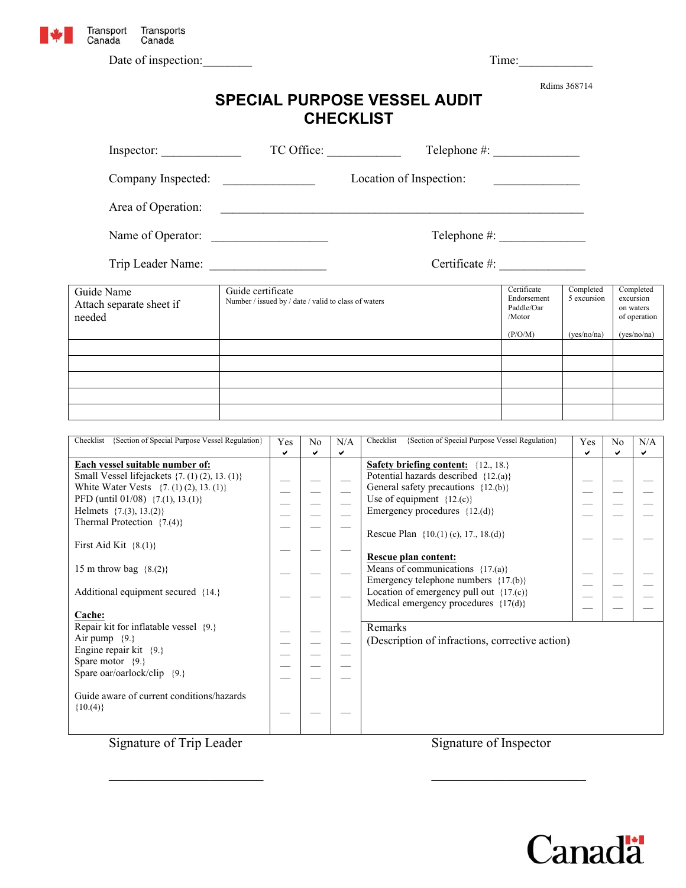Transport Canada / Transports Canada

Date of inspection:________ Time:____________

Rdims 368714

# SPECIAL PURPOSE VESSEL AUDIT CHECKLIST

Inspector: _____________ TC Office: ____________ Telephone #: ______________

Company Inspected: _______________ Location of Inspection: ______________

Area of Operation: ______________________________________________________________

Name of Operator: ____________________ Telephone #: ______________

Trip Leader Name: ____________________ Certificate #: ______________

| Guide Name Attach separate sheet if needed | Guide certificate Number / issued by / date / valid to class of waters | Certificate Endorsement Paddle/Oar /Motor (P/O/M) | Completed 5 excursion (yes/no/na) | Completed excursion on waters of operation (yes/no/na) |
|---|---|---|---|---|
| | | | | |
| | | | | |
| | | | | |
| | | | | |
| | | | | |

| Checklist {Section of Special Purpose Vessel Regulation} | Yes ✔ | No ✔ | N/A ✔ |
|---|---|---|---|
| **Each vessel suitable number of:** | | | |
| Small Vessel lifejackets {7. (1) (2), 13. (1)} | __ | __ | __ |
| White Water Vests {7. (1) (2), 13. (1)} | __ | __ | __ |
| PFD (until 01/08) {7.(1), 13.(1)} | __ | __ | __ |
| Helmets {7.(3), 13.(2)} | __ | __ | __ |
| Thermal Protection {7.(4)} | __ | __ | __ |
| First Aid Kit {8.(1)} | __ | __ | __ |
| 15 m throw bag {8.(2)} | __ | __ | __ |
| Additional equipment secured {14.} | __ | __ | __ |
| **Cache:** | | | |
| Repair kit for inflatable vessel {9.} | __ | __ | __ |
| Air pump {9.} | __ | __ | __ |
| Engine repair kit {9.} | __ | __ | __ |
| Spare motor {9.} | __ | __ | __ |
| Spare oar/oarlock/clip {9.} | __ | __ | __ |
| Guide aware of current conditions/hazards {10.(4)} | __ | __ | __ |

| Checklist {Section of Special Purpose Vessel Regulation} | Yes ✔ | No ✔ | N/A ✔ |
|---|---|---|---|
| **Safety briefing content:** {12., 18.} | | | |
| Potential hazards described {12.(a)} | __ | __ | __ |
| General safety precautions {12.(b)} | __ | __ | __ |
| Use of equipment {12.(c)} | __ | __ | __ |
| Emergency procedures {12.(d)} | __ | __ | __ |
| Rescue Plan {10.(1) (c), 17., 18.(d)} | __ | __ | __ |
| **Rescue plan content:** | | | |
| Means of communications {17.(a)} | __ | __ | __ |
| Emergency telephone numbers {17.(b)} | __ | __ | __ |
| Location of emergency pull out {17.(c)} | __ | __ | __ |
| Medical emergency procedures {17(d)} | __ | __ | __ |

Remarks
(Description of infractions, corrective action)

Signature of Trip Leader

_________________________

Signature of Inspector

_________________________

Canada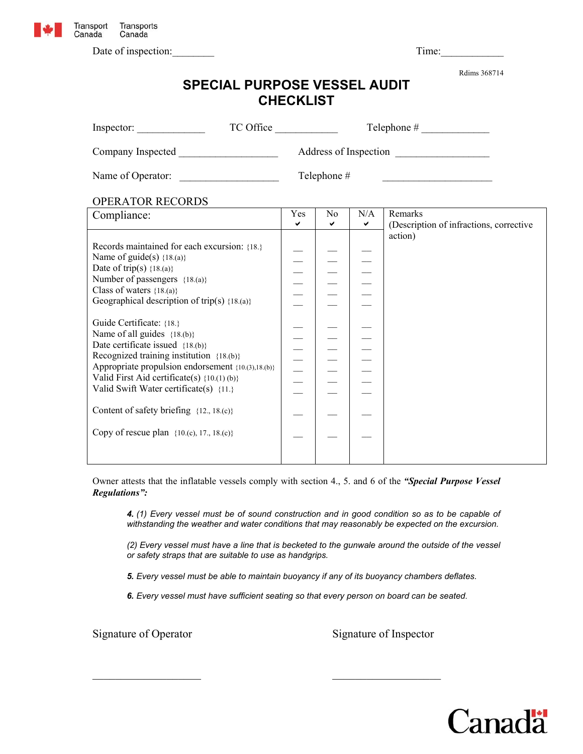Transport Canada / Transports Canada

Date of inspection:________ Time:____________

Rdims 368714

# SPECIAL PURPOSE VESSEL AUDIT CHECKLIST

Inspector: _____________ TC Office ____________ Telephone # _____________

Company Inspected ___________________ Address of Inspection __________________

Name of Operator: ___________________ Telephone # _____________________

## OPERATOR RECORDS

| Compliance: | Yes ✔ | No ✔ | N/A ✔ | Remarks (Description of infractions, corrective action) |
|---|---|---|---|---|
| Records maintained for each excursion: {18.} | ___ | ___ | ___ | |
| Name of guide(s) {18.(a)} | ___ | ___ | ___ | |
| Date of trip(s) {18.(a)} | ___ | ___ | ___ | |
| Number of passengers {18.(a)} | ___ | ___ | ___ | |
| Class of waters {18.(a)} | ___ | ___ | ___ | |
| Geographical description of trip(s) {18.(a)} | ___ | ___ | ___ | |
| Guide Certificate: {18.} | ___ | ___ | ___ | |
| Name of all guides {18.(b)} | ___ | ___ | ___ | |
| Date certificate issued {18.(b)} | ___ | ___ | ___ | |
| Recognized training institution {18.(b)} | ___ | ___ | ___ | |
| Appropriate propulsion endorsement {10.(3),18.(b)} | ___ | ___ | ___ | |
| Valid First Aid certificate(s) {10.(1) (b)} | ___ | ___ | ___ | |
| Valid Swift Water certificate(s) {11.} | ___ | ___ | ___ | |
| Content of safety briefing {12., 18.(c)} | ___ | ___ | ___ | |
| Copy of rescue plan {10.(c), 17., 18.(c)} | ___ | ___ | ___ | |

Owner attests that the inflatable vessels comply with section 4., 5. and 6 of the ***"Special Purpose Vessel Regulations":***

> ***4.*** *(1) Every vessel must be of sound construction and in good condition so as to be capable of withstanding the weather and water conditions that may reasonably be expected on the excursion.*
>
> *(2) Every vessel must have a line that is becketed to the gunwale around the outside of the vessel or safety straps that are suitable to use as handgrips.*
>
> ***5.*** *Every vessel must be able to maintain buoyancy if any of its buoyancy chambers deflates.*
>
> ***6.*** *Every vessel must have sufficient seating so that every person on board can be seated.*

Signature of Operator

____________________

Signature of Inspector

____________________

Canada